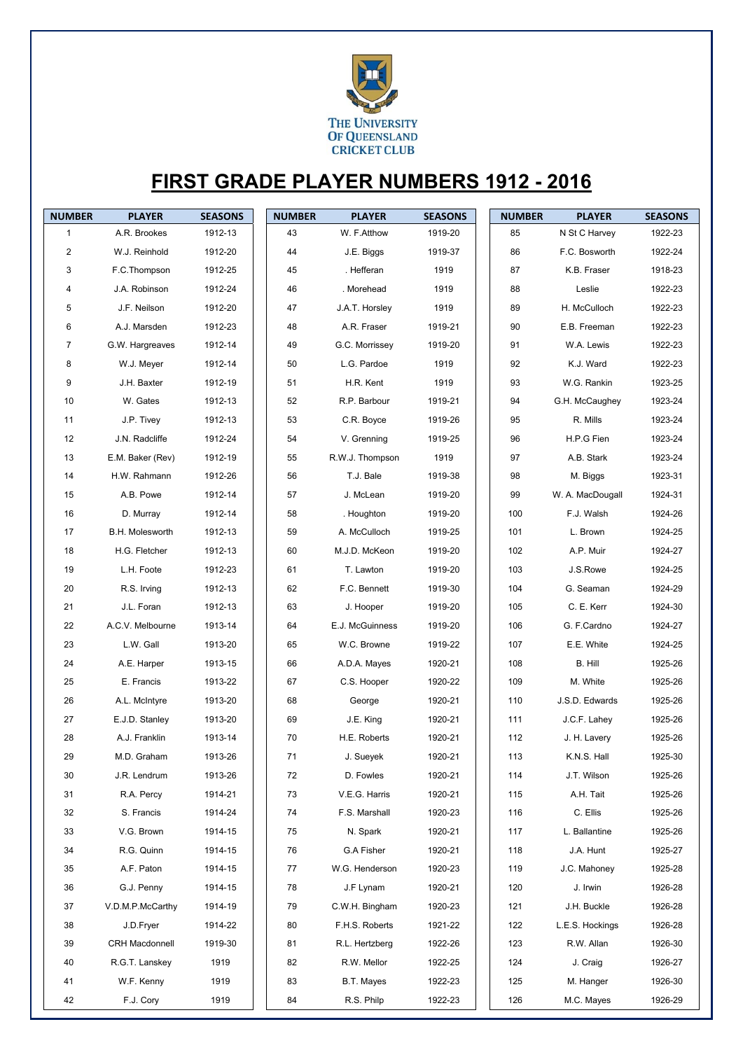THE UNIVERSITY OF QUEENSLAND CRICKET CLUB

# FIRST GRADE PLAYER NUMBERS 1912 - 2016

| NUMBER | PLAYER | SEASONS |
|---|---|---|
| 1 | A.R. Brookes | 1912-13 |
| 2 | W.J. Reinhold | 1912-20 |
| 3 | F.C.Thompson | 1912-25 |
| 4 | J.A. Robinson | 1912-24 |
| 5 | J.F. Neilson | 1912-20 |
| 6 | A.J. Marsden | 1912-23 |
| 7 | G.W. Hargreaves | 1912-14 |
| 8 | W.J. Meyer | 1912-14 |
| 9 | J.H. Baxter | 1912-19 |
| 10 | W. Gates | 1912-13 |
| 11 | J.P. Tivey | 1912-13 |
| 12 | J.N. Radcliffe | 1912-24 |
| 13 | E.M. Baker (Rev) | 1912-19 |
| 14 | H.W. Rahmann | 1912-26 |
| 15 | A.B. Powe | 1912-14 |
| 16 | D. Murray | 1912-14 |
| 17 | B.H. Molesworth | 1912-13 |
| 18 | H.G. Fletcher | 1912-13 |
| 19 | L.H. Foote | 1912-23 |
| 20 | R.S. Irving | 1912-13 |
| 21 | J.L. Foran | 1912-13 |
| 22 | A.C.V. Melbourne | 1913-14 |
| 23 | L.W. Gall | 1913-20 |
| 24 | A.E. Harper | 1913-15 |
| 25 | E. Francis | 1913-22 |
| 26 | A.L. McIntyre | 1913-20 |
| 27 | E.J.D. Stanley | 1913-20 |
| 28 | A.J. Franklin | 1913-14 |
| 29 | M.D. Graham | 1913-26 |
| 30 | J.R. Lendrum | 1913-26 |
| 31 | R.A. Percy | 1914-21 |
| 32 | S. Francis | 1914-24 |
| 33 | V.G. Brown | 1914-15 |
| 34 | R.G. Quinn | 1914-15 |
| 35 | A.F. Paton | 1914-15 |
| 36 | G.J. Penny | 1914-15 |
| 37 | V.D.M.P.McCarthy | 1914-19 |
| 38 | J.D.Fryer | 1914-22 |
| 39 | CRH Macdonnell | 1919-30 |
| 40 | R.G.T. Lanskey | 1919 |
| 41 | W.F. Kenny | 1919 |
| 42 | F.J. Cory | 1919 |
| 43 | W. F.Atthow | 1919-20 |
| 44 | J.E. Biggs | 1919-37 |
| 45 | . Hefferan | 1919 |
| 46 | . Morehead | 1919 |
| 47 | J.A.T. Horsley | 1919 |
| 48 | A.R. Fraser | 1919-21 |
| 49 | G.C. Morrissey | 1919-20 |
| 50 | L.G. Pardoe | 1919 |
| 51 | H.R. Kent | 1919 |
| 52 | R.P. Barbour | 1919-21 |
| 53 | C.R. Boyce | 1919-26 |
| 54 | V. Grenning | 1919-25 |
| 55 | R.W.J. Thompson | 1919 |
| 56 | T.J. Bale | 1919-38 |
| 57 | J. McLean | 1919-20 |
| 58 | . Houghton | 1919-20 |
| 59 | A. McCulloch | 1919-25 |
| 60 | M.J.D. McKeon | 1919-20 |
| 61 | T. Lawton | 1919-20 |
| 62 | F.C. Bennett | 1919-30 |
| 63 | J. Hooper | 1919-20 |
| 64 | E.J. McGuinness | 1919-20 |
| 65 | W.C. Browne | 1919-22 |
| 66 | A.D.A. Mayes | 1920-21 |
| 67 | C.S. Hooper | 1920-22 |
| 68 | George | 1920-21 |
| 69 | J.E. King | 1920-21 |
| 70 | H.E. Roberts | 1920-21 |
| 71 | J. Sueyek | 1920-21 |
| 72 | D. Fowles | 1920-21 |
| 73 | V.E.G. Harris | 1920-21 |
| 74 | F.S. Marshall | 1920-23 |
| 75 | N. Spark | 1920-21 |
| 76 | G.A Fisher | 1920-21 |
| 77 | W.G. Henderson | 1920-23 |
| 78 | J.F Lynam | 1920-21 |
| 79 | C.W.H. Bingham | 1920-23 |
| 80 | F.H.S. Roberts | 1921-22 |
| 81 | R.L. Hertzberg | 1922-26 |
| 82 | R.W. Mellor | 1922-25 |
| 83 | B.T. Mayes | 1922-23 |
| 84 | R.S. Philp | 1922-23 |
| 85 | N St C Harvey | 1922-23 |
| 86 | F.C. Bosworth | 1922-24 |
| 87 | K.B. Fraser | 1918-23 |
| 88 | Leslie | 1922-23 |
| 89 | H. McCulloch | 1922-23 |
| 90 | E.B. Freeman | 1922-23 |
| 91 | W.A. Lewis | 1922-23 |
| 92 | K.J. Ward | 1922-23 |
| 93 | W.G. Rankin | 1923-25 |
| 94 | G.H. McCaughey | 1923-24 |
| 95 | R. Mills | 1923-24 |
| 96 | H.P.G Fien | 1923-24 |
| 97 | A.B. Stark | 1923-24 |
| 98 | M. Biggs | 1923-31 |
| 99 | W. A. MacDougall | 1924-31 |
| 100 | F.J. Walsh | 1924-26 |
| 101 | L. Brown | 1924-25 |
| 102 | A.P. Muir | 1924-27 |
| 103 | J.S.Rowe | 1924-25 |
| 104 | G. Seaman | 1924-29 |
| 105 | C. E. Kerr | 1924-30 |
| 106 | G. F.Cardno | 1924-27 |
| 107 | E.E. White | 1924-25 |
| 108 | B. Hill | 1925-26 |
| 109 | M. White | 1925-26 |
| 110 | J.S.D. Edwards | 1925-26 |
| 111 | J.C.F. Lahey | 1925-26 |
| 112 | J. H. Lavery | 1925-26 |
| 113 | K.N.S. Hall | 1925-30 |
| 114 | J.T. Wilson | 1925-26 |
| 115 | A.H. Tait | 1925-26 |
| 116 | C. Ellis | 1925-26 |
| 117 | L. Ballantine | 1925-26 |
| 118 | J.A. Hunt | 1925-27 |
| 119 | J.C. Mahoney | 1925-28 |
| 120 | J. Irwin | 1926-28 |
| 121 | J.H. Buckle | 1926-28 |
| 122 | L.E.S. Hockings | 1926-28 |
| 123 | R.W. Allan | 1926-30 |
| 124 | J. Craig | 1926-27 |
| 125 | M. Hanger | 1926-30 |
| 126 | M.C. Mayes | 1926-29 |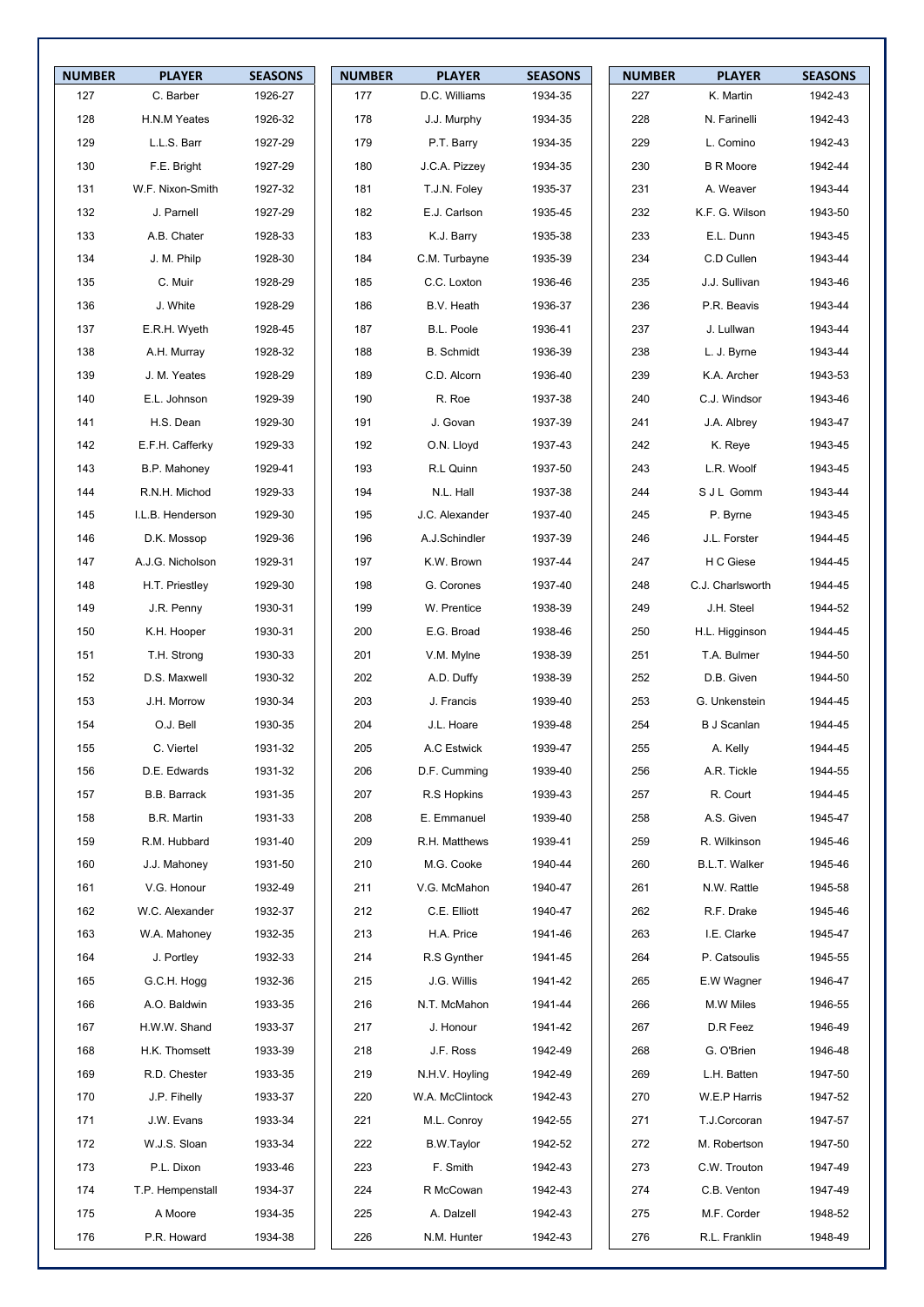| NUMBER | PLAYER | SEASONS |
|---|---|---|
| 127 | C. Barber | 1926-27 |
| 128 | H.N.M Yeates | 1926-32 |
| 129 | L.L.S. Barr | 1927-29 |
| 130 | F.E. Bright | 1927-29 |
| 131 | W.F. Nixon-Smith | 1927-32 |
| 132 | J. Parnell | 1927-29 |
| 133 | A.B. Chater | 1928-33 |
| 134 | J. M. Philp | 1928-30 |
| 135 | C. Muir | 1928-29 |
| 136 | J. White | 1928-29 |
| 137 | E.R.H. Wyeth | 1928-45 |
| 138 | A.H. Murray | 1928-32 |
| 139 | J. M. Yeates | 1928-29 |
| 140 | E.L. Johnson | 1929-39 |
| 141 | H.S. Dean | 1929-30 |
| 142 | E.F.H. Cafferky | 1929-33 |
| 143 | B.P. Mahoney | 1929-41 |
| 144 | R.N.H. Michod | 1929-33 |
| 145 | I.L.B. Henderson | 1929-30 |
| 146 | D.K. Mossop | 1929-36 |
| 147 | A.J.G. Nicholson | 1929-31 |
| 148 | H.T. Priestley | 1929-30 |
| 149 | J.R. Penny | 1930-31 |
| 150 | K.H. Hooper | 1930-31 |
| 151 | T.H. Strong | 1930-33 |
| 152 | D.S. Maxwell | 1930-32 |
| 153 | J.H. Morrow | 1930-34 |
| 154 | O.J. Bell | 1930-35 |
| 155 | C. Viertel | 1931-32 |
| 156 | D.E. Edwards | 1931-32 |
| 157 | B.B. Barrack | 1931-35 |
| 158 | B.R. Martin | 1931-33 |
| 159 | R.M. Hubbard | 1931-40 |
| 160 | J.J. Mahoney | 1931-50 |
| 161 | V.G. Honour | 1932-49 |
| 162 | W.C. Alexander | 1932-37 |
| 163 | W.A. Mahoney | 1932-35 |
| 164 | J. Portley | 1932-33 |
| 165 | G.C.H. Hogg | 1932-36 |
| 166 | A.O. Baldwin | 1933-35 |
| 167 | H.W.W. Shand | 1933-37 |
| 168 | H.K. Thomsett | 1933-39 |
| 169 | R.D. Chester | 1933-35 |
| 170 | J.P. Fihelly | 1933-37 |
| 171 | J.W. Evans | 1933-34 |
| 172 | W.J.S. Sloan | 1933-34 |
| 173 | P.L. Dixon | 1933-46 |
| 174 | T.P. Hempenstall | 1934-37 |
| 175 | A Moore | 1934-35 |
| 176 | P.R. Howard | 1934-38 |
| 177 | D.C. Williams | 1934-35 |
| 178 | J.J. Murphy | 1934-35 |
| 179 | P.T. Barry | 1934-35 |
| 180 | J.C.A. Pizzey | 1934-35 |
| 181 | T.J.N. Foley | 1935-37 |
| 182 | E.J. Carlson | 1935-45 |
| 183 | K.J. Barry | 1935-38 |
| 184 | C.M. Turbayne | 1935-39 |
| 185 | C.C. Loxton | 1936-46 |
| 186 | B.V. Heath | 1936-37 |
| 187 | B.L. Poole | 1936-41 |
| 188 | B. Schmidt | 1936-39 |
| 189 | C.D. Alcorn | 1936-40 |
| 190 | R. Roe | 1937-38 |
| 191 | J. Govan | 1937-39 |
| 192 | O.N. Lloyd | 1937-43 |
| 193 | R.L Quinn | 1937-50 |
| 194 | N.L. Hall | 1937-38 |
| 195 | J.C. Alexander | 1937-40 |
| 196 | A.J.Schindler | 1937-39 |
| 197 | K.W. Brown | 1937-44 |
| 198 | G. Corones | 1937-40 |
| 199 | W. Prentice | 1938-39 |
| 200 | E.G. Broad | 1938-46 |
| 201 | V.M. Mylne | 1938-39 |
| 202 | A.D. Duffy | 1938-39 |
| 203 | J. Francis | 1939-40 |
| 204 | J.L. Hoare | 1939-48 |
| 205 | A.C Estwick | 1939-47 |
| 206 | D.F. Cumming | 1939-40 |
| 207 | R.S Hopkins | 1939-43 |
| 208 | E. Emmanuel | 1939-40 |
| 209 | R.H. Matthews | 1939-41 |
| 210 | M.G. Cooke | 1940-44 |
| 211 | V.G. McMahon | 1940-47 |
| 212 | C.E. Elliott | 1940-47 |
| 213 | H.A. Price | 1941-46 |
| 214 | R.S Gynther | 1941-45 |
| 215 | J.G. Willis | 1941-42 |
| 216 | N.T. McMahon | 1941-44 |
| 217 | J. Honour | 1941-42 |
| 218 | J.F. Ross | 1942-49 |
| 219 | N.H.V. Hoyling | 1942-49 |
| 220 | W.A. McClintock | 1942-43 |
| 221 | M.L. Conroy | 1942-55 |
| 222 | B.W.Taylor | 1942-52 |
| 223 | F. Smith | 1942-43 |
| 224 | R McCowan | 1942-43 |
| 225 | A. Dalzell | 1942-43 |
| 226 | N.M. Hunter | 1942-43 |
| 227 | K. Martin | 1942-43 |
| 228 | N. Farinelli | 1942-43 |
| 229 | L. Comino | 1942-43 |
| 230 | B R Moore | 1942-44 |
| 231 | A. Weaver | 1943-44 |
| 232 | K.F. G. Wilson | 1943-50 |
| 233 | E.L. Dunn | 1943-45 |
| 234 | C.D Cullen | 1943-44 |
| 235 | J.J. Sullivan | 1943-46 |
| 236 | P.R. Beavis | 1943-44 |
| 237 | J. Lullwan | 1943-44 |
| 238 | L. J. Byrne | 1943-44 |
| 239 | K.A. Archer | 1943-53 |
| 240 | C.J. Windsor | 1943-46 |
| 241 | J.A. Albrey | 1943-47 |
| 242 | K. Reye | 1943-45 |
| 243 | L.R. Woolf | 1943-45 |
| 244 | S J L Gomm | 1943-44 |
| 245 | P. Byrne | 1943-45 |
| 246 | J.L. Forster | 1944-45 |
| 247 | H C Giese | 1944-45 |
| 248 | C.J. Charlsworth | 1944-45 |
| 249 | J.H. Steel | 1944-52 |
| 250 | H.L. Higginson | 1944-45 |
| 251 | T.A. Bulmer | 1944-50 |
| 252 | D.B. Given | 1944-50 |
| 253 | G. Unkenstein | 1944-45 |
| 254 | B J Scanlan | 1944-45 |
| 255 | A. Kelly | 1944-45 |
| 256 | A.R. Tickle | 1944-55 |
| 257 | R. Court | 1944-45 |
| 258 | A.S. Given | 1945-47 |
| 259 | R. Wilkinson | 1945-46 |
| 260 | B.L.T. Walker | 1945-46 |
| 261 | N.W. Rattle | 1945-58 |
| 262 | R.F. Drake | 1945-46 |
| 263 | I.E. Clarke | 1945-47 |
| 264 | P. Catsoulis | 1945-55 |
| 265 | E.W Wagner | 1946-47 |
| 266 | M.W Miles | 1946-55 |
| 267 | D.R Feez | 1946-49 |
| 268 | G. O'Brien | 1946-48 |
| 269 | L.H. Batten | 1947-50 |
| 270 | W.E.P Harris | 1947-52 |
| 271 | T.J.Corcoran | 1947-57 |
| 272 | M. Robertson | 1947-50 |
| 273 | C.W. Trouton | 1947-49 |
| 274 | C.B. Venton | 1947-49 |
| 275 | M.F. Corder | 1948-52 |
| 276 | R.L. Franklin | 1948-49 |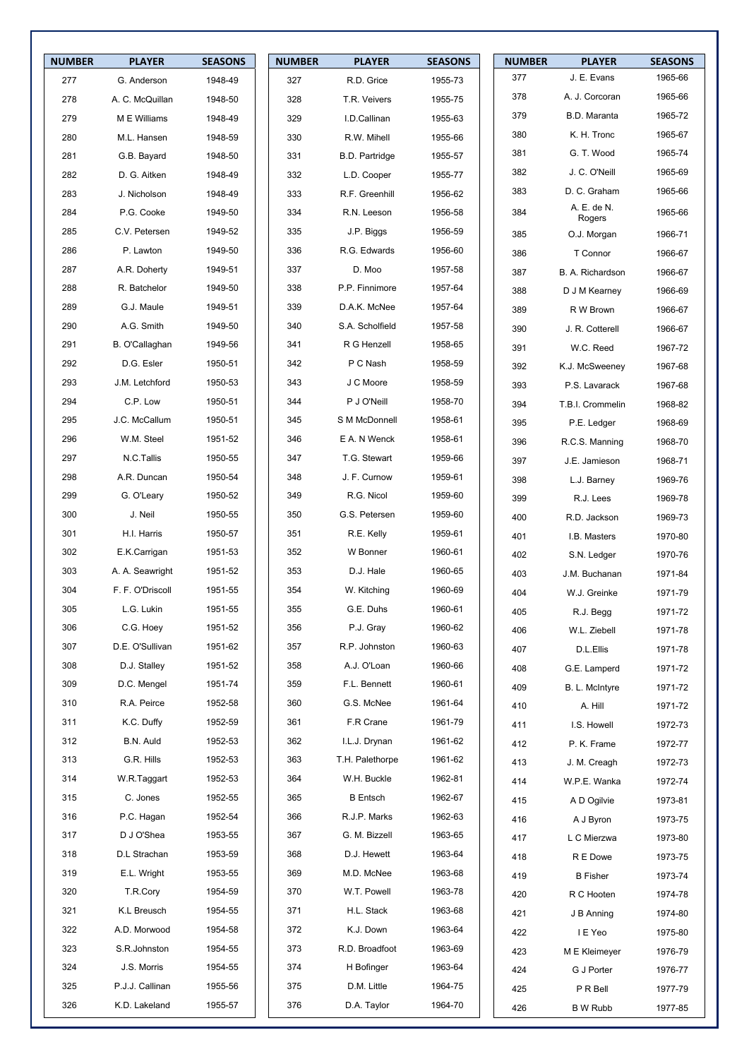| NUMBER | PLAYER | SEASONS |
|---|---|---|
| 277 | G. Anderson | 1948-49 |
| 278 | A. C. McQuillan | 1948-50 |
| 279 | M E Williams | 1948-49 |
| 280 | M.L. Hansen | 1948-59 |
| 281 | G.B. Bayard | 1948-50 |
| 282 | D. G. Aitken | 1948-49 |
| 283 | J. Nicholson | 1948-49 |
| 284 | P.G. Cooke | 1949-50 |
| 285 | C.V. Petersen | 1949-52 |
| 286 | P. Lawton | 1949-50 |
| 287 | A.R. Doherty | 1949-51 |
| 288 | R. Batchelor | 1949-50 |
| 289 | G.J. Maule | 1949-51 |
| 290 | A.G. Smith | 1949-50 |
| 291 | B. O'Callaghan | 1949-56 |
| 292 | D.G. Esler | 1950-51 |
| 293 | J.M. Letchford | 1950-53 |
| 294 | C.P. Low | 1950-51 |
| 295 | J.C. McCallum | 1950-51 |
| 296 | W.M. Steel | 1951-52 |
| 297 | N.C.Tallis | 1950-55 |
| 298 | A.R. Duncan | 1950-54 |
| 299 | G. O'Leary | 1950-52 |
| 300 | J. Neil | 1950-55 |
| 301 | H.I. Harris | 1950-57 |
| 302 | E.K.Carrigan | 1951-53 |
| 303 | A. A. Seawright | 1951-52 |
| 304 | F. F. O'Driscoll | 1951-55 |
| 305 | L.G. Lukin | 1951-55 |
| 306 | C.G. Hoey | 1951-52 |
| 307 | D.E. O'Sullivan | 1951-62 |
| 308 | D.J. Stalley | 1951-52 |
| 309 | D.C. Mengel | 1951-74 |
| 310 | R.A. Peirce | 1952-58 |
| 311 | K.C. Duffy | 1952-59 |
| 312 | B.N. Auld | 1952-53 |
| 313 | G.R. Hills | 1952-53 |
| 314 | W.R.Taggart | 1952-53 |
| 315 | C. Jones | 1952-55 |
| 316 | P.C. Hagan | 1952-54 |
| 317 | D J O'Shea | 1953-55 |
| 318 | D.L Strachan | 1953-59 |
| 319 | E.L. Wright | 1953-55 |
| 320 | T.R.Cory | 1954-59 |
| 321 | K.L Breusch | 1954-55 |
| 322 | A.D. Morwood | 1954-58 |
| 323 | S.R.Johnston | 1954-55 |
| 324 | J.S. Morris | 1954-55 |
| 325 | P.J.J. Callinan | 1955-56 |
| 326 | K.D. Lakeland | 1955-57 |
| 327 | R.D. Grice | 1955-73 |
| 328 | T.R. Veivers | 1955-75 |
| 329 | I.D.Callinan | 1955-63 |
| 330 | R.W. Mihell | 1955-66 |
| 331 | B.D. Partridge | 1955-57 |
| 332 | L.D. Cooper | 1955-77 |
| 333 | R.F. Greenhill | 1956-62 |
| 334 | R.N. Leeson | 1956-58 |
| 335 | J.P. Biggs | 1956-59 |
| 336 | R.G. Edwards | 1956-60 |
| 337 | D. Moo | 1957-58 |
| 338 | P.P. Finnimore | 1957-64 |
| 339 | D.A.K. McNee | 1957-64 |
| 340 | S.A. Scholfield | 1957-58 |
| 341 | R G Henzell | 1958-65 |
| 342 | P C Nash | 1958-59 |
| 343 | J C Moore | 1958-59 |
| 344 | P J O'Neill | 1958-70 |
| 345 | S M McDonnell | 1958-61 |
| 346 | E A. N Wenck | 1958-61 |
| 347 | T.G. Stewart | 1959-66 |
| 348 | J. F. Curnow | 1959-61 |
| 349 | R.G. Nicol | 1959-60 |
| 350 | G.S. Petersen | 1959-60 |
| 351 | R.E. Kelly | 1959-61 |
| 352 | W Bonner | 1960-61 |
| 353 | D.J. Hale | 1960-65 |
| 354 | W. Kitching | 1960-69 |
| 355 | G.E. Duhs | 1960-61 |
| 356 | P.J. Gray | 1960-62 |
| 357 | R.P. Johnston | 1960-63 |
| 358 | A.J. O'Loan | 1960-66 |
| 359 | F.L. Bennett | 1960-61 |
| 360 | G.S. McNee | 1961-64 |
| 361 | F.R Crane | 1961-79 |
| 362 | I.L.J. Drynan | 1961-62 |
| 363 | T.H. Palethorpe | 1961-62 |
| 364 | W.H. Buckle | 1962-81 |
| 365 | B Entsch | 1962-67 |
| 366 | R.J.P. Marks | 1962-63 |
| 367 | G. M. Bizzell | 1963-65 |
| 368 | D.J. Hewett | 1963-64 |
| 369 | M.D. McNee | 1963-68 |
| 370 | W.T. Powell | 1963-78 |
| 371 | H.L. Stack | 1963-68 |
| 372 | K.J. Down | 1963-64 |
| 373 | R.D. Broadfoot | 1963-69 |
| 374 | H Bofinger | 1963-64 |
| 375 | D.M. Little | 1964-75 |
| 376 | D.A. Taylor | 1964-70 |
| 377 | J. E. Evans | 1965-66 |
| 378 | A. J. Corcoran | 1965-66 |
| 379 | B.D. Maranta | 1965-72 |
| 380 | K. H. Tronc | 1965-67 |
| 381 | G. T. Wood | 1965-74 |
| 382 | J. C. O'Neill | 1965-69 |
| 383 | D. C. Graham | 1965-66 |
| 384 | A. E. de N. Rogers | 1965-66 |
| 385 | O.J. Morgan | 1966-71 |
| 386 | T Connor | 1966-67 |
| 387 | B. A. Richardson | 1966-67 |
| 388 | D J M Kearney | 1966-69 |
| 389 | R W Brown | 1966-67 |
| 390 | J. R. Cotterell | 1966-67 |
| 391 | W.C. Reed | 1967-72 |
| 392 | K.J. McSweeney | 1967-68 |
| 393 | P.S. Lavarack | 1967-68 |
| 394 | T.B.I. Crommelin | 1968-82 |
| 395 | P.E. Ledger | 1968-69 |
| 396 | R.C.S. Manning | 1968-70 |
| 397 | J.E. Jamieson | 1968-71 |
| 398 | L.J. Barney | 1969-76 |
| 399 | R.J. Lees | 1969-78 |
| 400 | R.D. Jackson | 1969-73 |
| 401 | I.B. Masters | 1970-80 |
| 402 | S.N. Ledger | 1970-76 |
| 403 | J.M. Buchanan | 1971-84 |
| 404 | W.J. Greinke | 1971-79 |
| 405 | R.J. Begg | 1971-72 |
| 406 | W.L. Ziebell | 1971-78 |
| 407 | D.L.Ellis | 1971-78 |
| 408 | G.E. Lamperd | 1971-72 |
| 409 | B. L. McIntyre | 1971-72 |
| 410 | A. Hill | 1971-72 |
| 411 | I.S. Howell | 1972-73 |
| 412 | P. K. Frame | 1972-77 |
| 413 | J. M. Creagh | 1972-73 |
| 414 | W.P.E. Wanka | 1972-74 |
| 415 | A D Ogilvie | 1973-81 |
| 416 | A J Byron | 1973-75 |
| 417 | L C Mierzwa | 1973-80 |
| 418 | R E Dowe | 1973-75 |
| 419 | B Fisher | 1973-74 |
| 420 | R C Hooten | 1974-78 |
| 421 | J B Anning | 1974-80 |
| 422 | I E Yeo | 1975-80 |
| 423 | M E Kleimeyer | 1976-79 |
| 424 | G J Porter | 1976-77 |
| 425 | P R Bell | 1977-79 |
| 426 | B W Rubb | 1977-85 |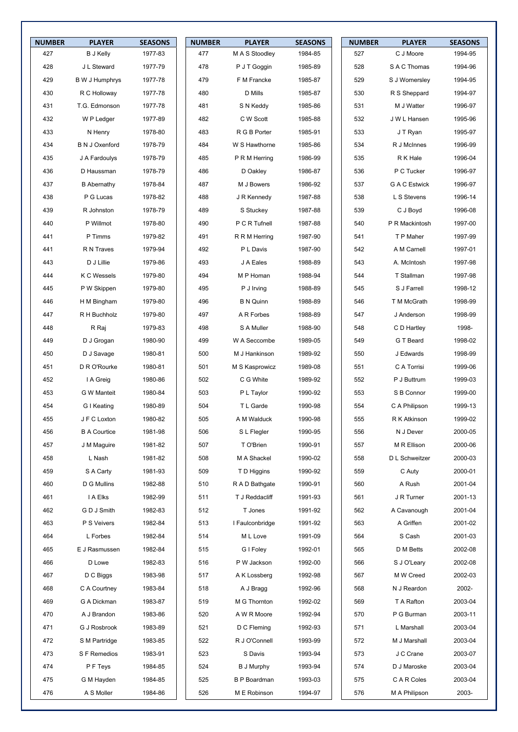| NUMBER | PLAYER | SEASONS |
|---|---|---|
| 427 | B J Kelly | 1977-83 |
| 428 | J L Steward | 1977-79 |
| 429 | B W J Humphrys | 1977-78 |
| 430 | R C Holloway | 1977-78 |
| 431 | T.G. Edmonson | 1977-78 |
| 432 | W P Ledger | 1977-89 |
| 433 | N Henry | 1978-80 |
| 434 | B N J Oxenford | 1978-79 |
| 435 | J A Fardoulys | 1978-79 |
| 436 | D Haussman | 1978-79 |
| 437 | B Abernathy | 1978-84 |
| 438 | P G Lucas | 1978-82 |
| 439 | R Johnston | 1978-79 |
| 440 | P Willmot | 1978-80 |
| 441 | P Timms | 1979-82 |
| 441 | R N Traves | 1979-94 |
| 443 | D J Lillie | 1979-86 |
| 444 | K C Wessels | 1979-80 |
| 445 | P W Skippen | 1979-80 |
| 446 | H M Bingham | 1979-80 |
| 447 | R H Buchholz | 1979-80 |
| 448 | R Raj | 1979-83 |
| 449 | D J Grogan | 1980-90 |
| 450 | D J Savage | 1980-81 |
| 451 | D R O'Rourke | 1980-81 |
| 452 | I A Greig | 1980-86 |
| 453 | G W Manteit | 1980-84 |
| 454 | G I Keating | 1980-89 |
| 455 | J F C Loxton | 1980-82 |
| 456 | B A Courtice | 1981-98 |
| 457 | J M Maguire | 1981-82 |
| 458 | L Nash | 1981-82 |
| 459 | S A Carty | 1981-93 |
| 460 | D G Mullins | 1982-88 |
| 461 | I A Elks | 1982-99 |
| 462 | G D J Smith | 1982-83 |
| 463 | P S Veivers | 1982-84 |
| 464 | L Forbes | 1982-84 |
| 465 | E J Rasmussen | 1982-84 |
| 466 | D Lowe | 1982-83 |
| 467 | D C Biggs | 1983-98 |
| 468 | C A Courtney | 1983-84 |
| 469 | G A Dickman | 1983-87 |
| 470 | A J Brandon | 1983-86 |
| 471 | G J Rosbrook | 1983-89 |
| 472 | S M Partridge | 1983-85 |
| 473 | S F Remedios | 1983-91 |
| 474 | P F Teys | 1984-85 |
| 475 | G M Hayden | 1984-85 |
| 476 | A S Moller | 1984-86 |
| 477 | M A S Stoodley | 1984-85 |
| 478 | P J T Goggin | 1985-89 |
| 479 | F M Francke | 1985-87 |
| 480 | D Mills | 1985-87 |
| 481 | S N Keddy | 1985-86 |
| 482 | C W Scott | 1985-88 |
| 483 | R G B Porter | 1985-91 |
| 484 | W S Hawthorne | 1985-86 |
| 485 | P R M Herring | 1986-99 |
| 486 | D Oakley | 1986-87 |
| 487 | M J Bowers | 1986-92 |
| 488 | J R Kennedy | 1987-88 |
| 489 | S Stuckey | 1987-88 |
| 490 | P C R Tufnell | 1987-88 |
| 491 | R R M Herring | 1987-90 |
| 492 | P L Davis | 1987-90 |
| 493 | J A Eales | 1988-89 |
| 494 | M P Homan | 1988-94 |
| 495 | P J Irving | 1988-89 |
| 496 | B N Quinn | 1988-89 |
| 497 | A R Forbes | 1988-89 |
| 498 | S A Muller | 1988-90 |
| 499 | W A Seccombe | 1989-05 |
| 500 | M J Hankinson | 1989-92 |
| 501 | M S Kasprowicz | 1989-08 |
| 502 | C G White | 1989-92 |
| 503 | P L Taylor | 1990-92 |
| 504 | T L Garde | 1990-98 |
| 505 | A M Walduck | 1990-98 |
| 506 | S L Flegler | 1990-95 |
| 507 | T O'Brien | 1990-91 |
| 508 | M A Shackel | 1990-02 |
| 509 | T D Higgins | 1990-92 |
| 510 | R A D Bathgate | 1990-91 |
| 511 | T J Reddacliff | 1991-93 |
| 512 | T Jones | 1991-92 |
| 513 | I Faulconbridge | 1991-92 |
| 514 | M L Love | 1991-09 |
| 515 | G I Foley | 1992-01 |
| 516 | P W Jackson | 1992-00 |
| 517 | A K Lossberg | 1992-98 |
| 518 | A J Bragg | 1992-96 |
| 519 | M G Thornton | 1992-02 |
| 520 | A W R Moore | 1992-94 |
| 521 | D C Fleming | 1992-93 |
| 522 | R J O'Connell | 1993-99 |
| 523 | S Davis | 1993-94 |
| 524 | B J Murphy | 1993-94 |
| 525 | B P Boardman | 1993-03 |
| 526 | M E Robinson | 1994-97 |
| 527 | C J Moore | 1994-95 |
| 528 | S A C Thomas | 1994-96 |
| 529 | S J Womersley | 1994-95 |
| 530 | R S Sheppard | 1994-97 |
| 531 | M J Watter | 1996-97 |
| 532 | J W L Hansen | 1995-96 |
| 533 | J T Ryan | 1995-97 |
| 534 | R J McInnes | 1996-99 |
| 535 | R K Hale | 1996-04 |
| 536 | P C Tucker | 1996-97 |
| 537 | G A C Estwick | 1996-97 |
| 538 | L S Stevens | 1996-14 |
| 539 | C J Boyd | 1996-08 |
| 540 | P R Mackintosh | 1997-00 |
| 541 | T P Maher | 1997-99 |
| 542 | A M Carnell | 1997-01 |
| 543 | A. McIntosh | 1997-98 |
| 544 | T Stallman | 1997-98 |
| 545 | S J Farrell | 1998-12 |
| 546 | T M McGrath | 1998-99 |
| 547 | J Anderson | 1998-99 |
| 548 | C D Hartley | 1998- |
| 549 | G T Beard | 1998-02 |
| 550 | J Edwards | 1998-99 |
| 551 | C A Torrisi | 1999-06 |
| 552 | P J Buttrum | 1999-03 |
| 553 | S B Connor | 1999-00 |
| 554 | C A Philipson | 1999-13 |
| 555 | R K Atkinson | 1999-02 |
| 556 | N J Dever | 2000-05 |
| 557 | M R Ellison | 2000-06 |
| 558 | D L Schweitzer | 2000-03 |
| 559 | C Auty | 2000-01 |
| 560 | A Rush | 2001-04 |
| 561 | J R Turner | 2001-13 |
| 562 | A Cavanough | 2001-04 |
| 563 | A Griffen | 2001-02 |
| 564 | S Cash | 2001-03 |
| 565 | D M Betts | 2002-08 |
| 566 | S J O'Leary | 2002-08 |
| 567 | M W Creed | 2002-03 |
| 568 | N J Reardon | 2002- |
| 569 | T A Rafton | 2003-04 |
| 570 | P G Burman | 2003-11 |
| 571 | L Marshall | 2003-04 |
| 572 | M J Marshall | 2003-04 |
| 573 | J C Crane | 2003-07 |
| 574 | D J Maroske | 2003-04 |
| 575 | C A R Coles | 2003-04 |
| 576 | M A Philipson | 2003- |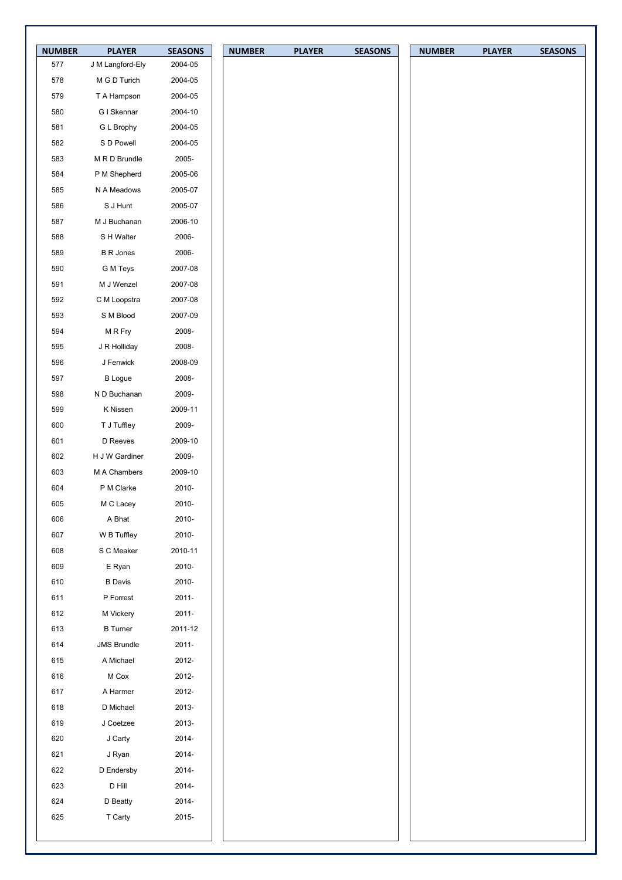| NUMBER | PLAYER | SEASONS |
|---|---|---|
| 577 | J M Langford-Ely | 2004-05 |
| 578 | M G D Turich | 2004-05 |
| 579 | T A Hampson | 2004-05 |
| 580 | G I Skennar | 2004-10 |
| 581 | G L Brophy | 2004-05 |
| 582 | S D Powell | 2004-05 |
| 583 | M R D Brundle | 2005- |
| 584 | P M Shepherd | 2005-06 |
| 585 | N A Meadows | 2005-07 |
| 586 | S J Hunt | 2005-07 |
| 587 | M J Buchanan | 2006-10 |
| 588 | S H Walter | 2006- |
| 589 | B R Jones | 2006- |
| 590 | G M Teys | 2007-08 |
| 591 | M J Wenzel | 2007-08 |
| 592 | C M Loopstra | 2007-08 |
| 593 | S M Blood | 2007-09 |
| 594 | M R Fry | 2008- |
| 595 | J R Holliday | 2008- |
| 596 | J Fenwick | 2008-09 |
| 597 | B Logue | 2008- |
| 598 | N D Buchanan | 2009- |
| 599 | K Nissen | 2009-11 |
| 600 | T J Tuffley | 2009- |
| 601 | D Reeves | 2009-10 |
| 602 | H J W Gardiner | 2009- |
| 603 | M A Chambers | 2009-10 |
| 604 | P M Clarke | 2010- |
| 605 | M C Lacey | 2010- |
| 606 | A Bhat | 2010- |
| 607 | W B Tuffley | 2010- |
| 608 | S C Meaker | 2010-11 |
| 609 | E Ryan | 2010- |
| 610 | B Davis | 2010- |
| 611 | P Forrest | 2011- |
| 612 | M Vickery | 2011- |
| 613 | B Turner | 2011-12 |
| 614 | JMS Brundle | 2011- |
| 615 | A Michael | 2012- |
| 616 | M Cox | 2012- |
| 617 | A Harmer | 2012- |
| 618 | D Michael | 2013- |
| 619 | J Coetzee | 2013- |
| 620 | J Carty | 2014- |
| 621 | J Ryan | 2014- |
| 622 | D Endersby | 2014- |
| 623 | D Hill | 2014- |
| 624 | D Beatty | 2014- |
| 625 | T Carty | 2015- |